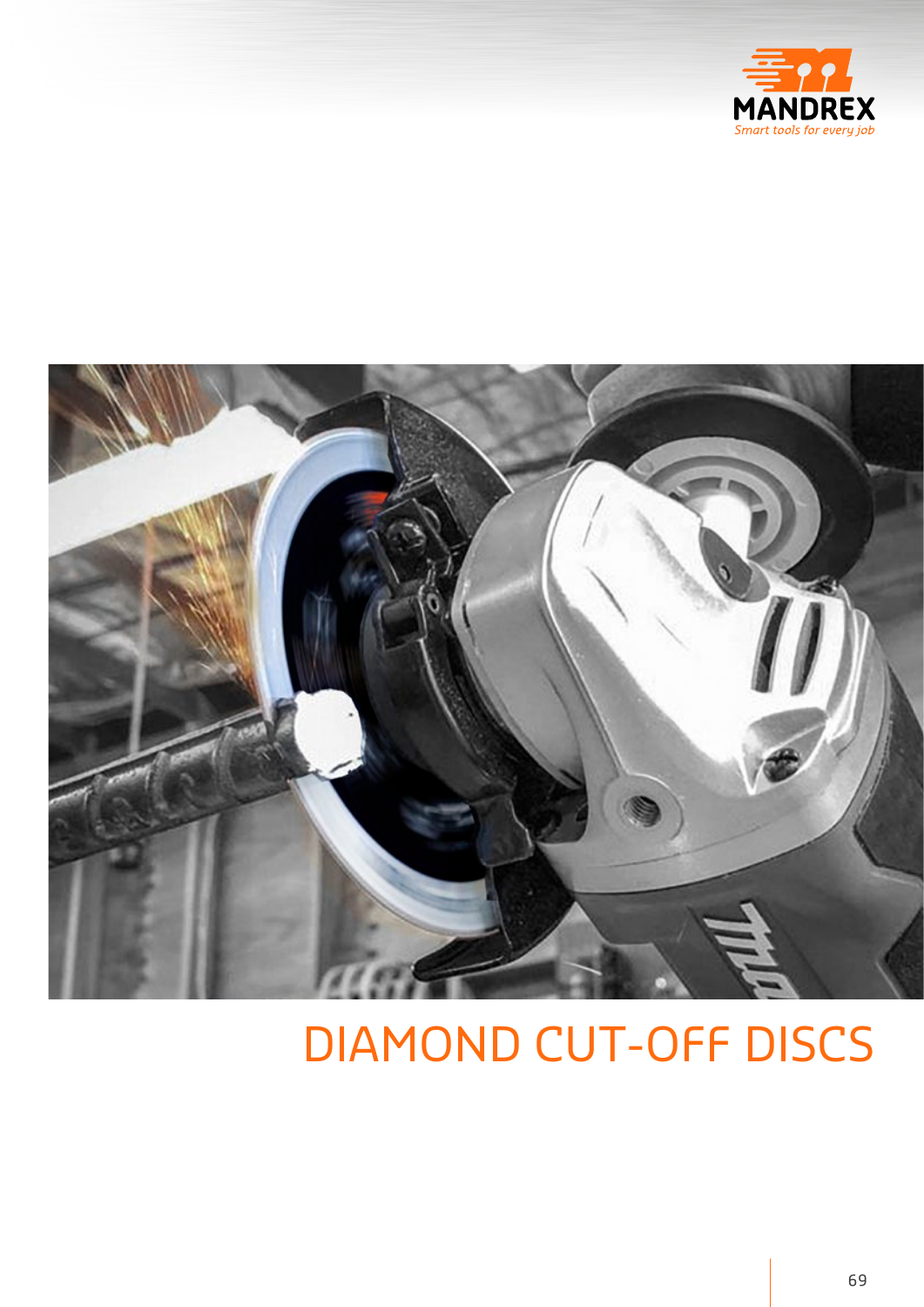MANDREX

*Smart tools for every job*

# DIAMOND CUT-OFF DISCS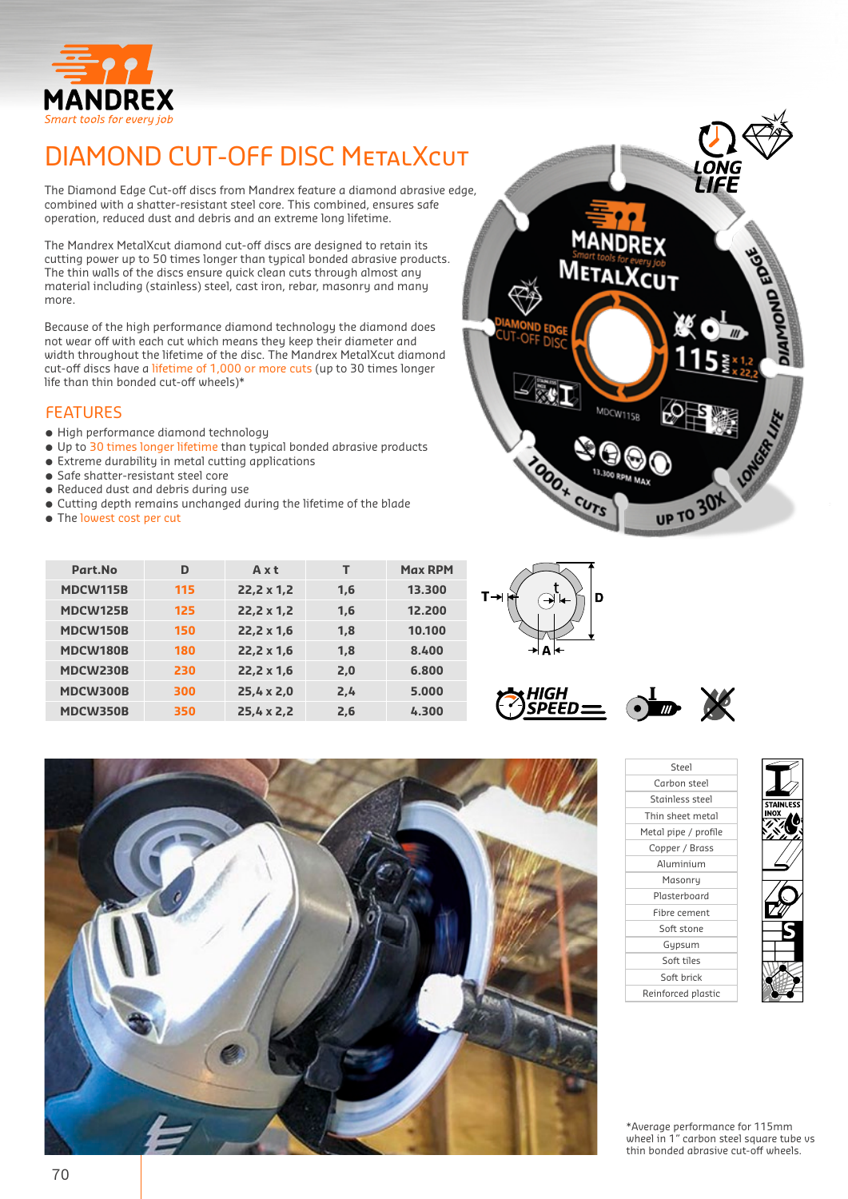# DIAMOND CUT-OFF DISC METALXCUT

The Diamond Edge Cut-off discs from Mandrex feature a diamond abrasive edge, combined with a shatter-resistant steel core. This combined, ensures safe operation, reduced dust and debris and an extreme long lifetime.

The Mandrex MetalXcut diamond cut-off discs are designed to retain its cutting power up to 50 times longer than typical bonded abrasive products. The thin walls of the discs ensure quick clean cuts through almost any material including (stainless) steel, cast iron, rebar, masonry and many more.

Because of the high performance diamond technology the diamond does not wear off with each cut which means they keep their diameter and width throughout the lifetime of the disc. The Mandrex MetalXcut diamond cut-off discs have a lifetime of 1,000 or more cuts (up to 30 times longer life than thin bonded cut-off wheels)*

## FEATURES

- High performance diamond technology
- Up to 30 times longer lifetime than typical bonded abrasive products
- Extreme durability in metal cutting applications
- Safe shatter-resistant steel core
- Reduced dust and debris during use
- Cutting depth remains unchanged during the lifetime of the blade
- The lowest cost per cut

| Part.No | D | A x t | T | Max RPM |
|---|---|---|---|---|
| MDCW115B | 115 | 22,2 x 1,2 | 1,6 | 13.300 |
| MDCW125B | 125 | 22,2 x 1,2 | 1,6 | 12.200 |
| MDCW150B | 150 | 22,2 x 1,6 | 1,8 | 10.100 |
| MDCW180B | 180 | 22,2 x 1,6 | 1,8 | 8.400 |
| MDCW230B | 230 | 22,2 x 1,6 | 2,0 | 6.800 |
| MDCW300B | 300 | 25,4 x 2,0 | 2,4 | 5.000 |
| MDCW350B | 350 | 25,4 x 2,2 | 2,6 | 4.300 |

HIGH SPEED

- Steel
- Carbon steel
- Stainless steel
- Thin sheet metal
- Metal pipe / profile
- Copper / Brass
- Aluminium
- Masonry
- Plasterboard
- Fibre cement
- Soft stone
- Gypsum
- Soft tiles
- Soft brick
- Reinforced plastic

*Average performance for 115mm wheel in 1" carbon steel square tube vs thin bonded abrasive cut-off wheels.